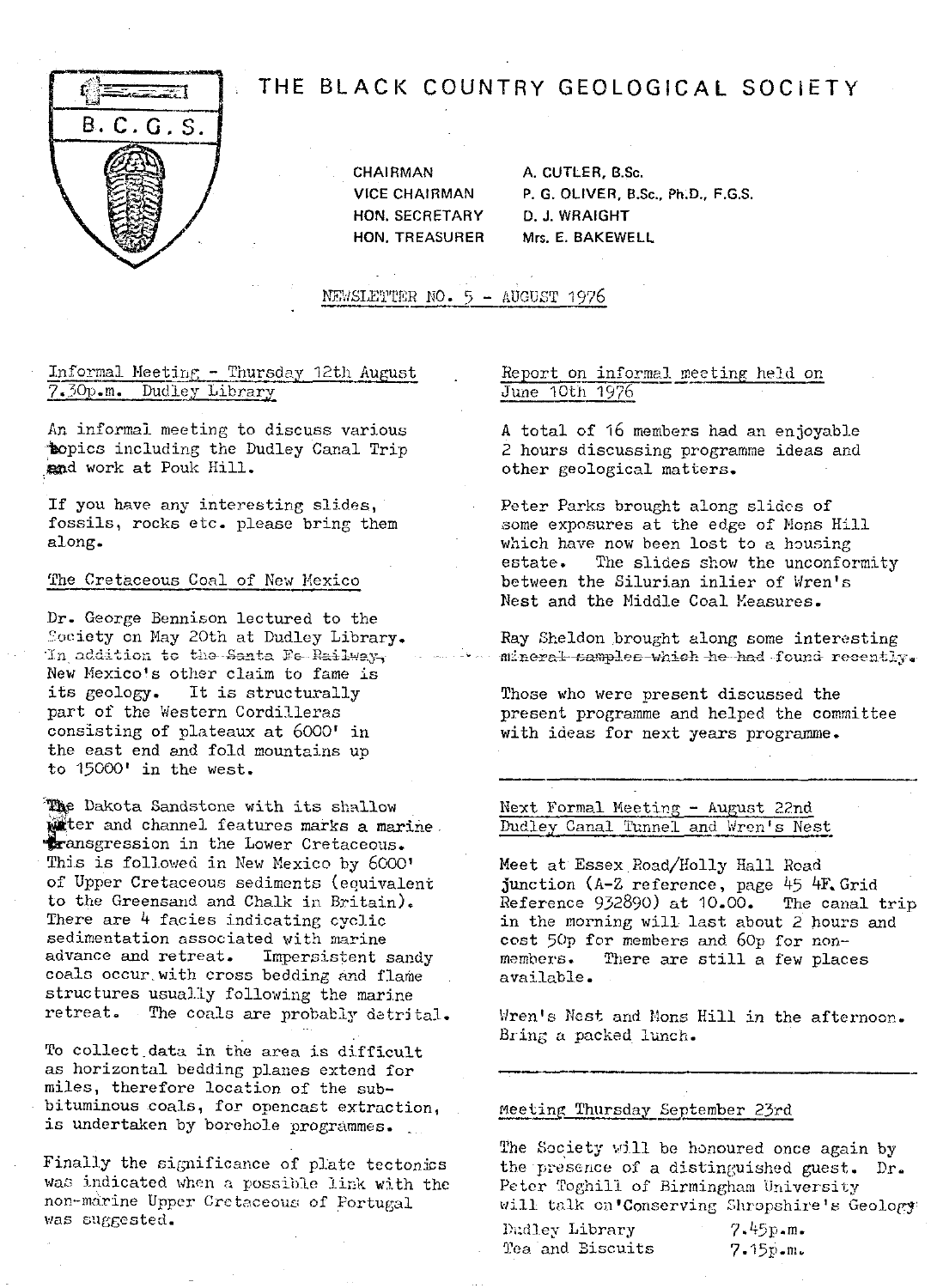# THE BLACK COUNTRY GEOLOGICAL SOCIETY

B.C.G.S.

| | |
|---|---|
| CHAIRMAN | A. CUTLER, B.Sc. |
| VICE CHAIRMAN | P. G. OLIVER, B.Sc., Ph.D., F.G.S. |
| HON. SECRETARY | D. J. WRAIGHT |
| HON. TREASURER | Mrs. E. BAKEWELL |

NEWSLETTER NO. 5 - AUGUST 1976

## Informal Meeting - Thursday 12th August 7.30p.m. Dudley Library

An informal meeting to discuss various topics including the Dudley Canal Trip and work at Pouk Hill.

If you have any interesting slides, fossils, rocks etc. please bring them along.

## The Cretaceous Coal of New Mexico

Dr. George Bennison lectured to the Society on May 20th at Dudley Library. ~~In addition to the Santa Fe Railway,~~ New Mexico's other claim to fame is its geology. It is structurally part of the Western Cordilleras consisting of plateaux at 6000' in the east end and fold mountains up to 15000' in the west.

The Dakota Sandstone with its shallow water and channel features marks a marine transgression in the Lower Cretaceous. This is followed in New Mexico by 6000' of Upper Cretaceous sediments (equivalent to the Greensand and Chalk in Britain). There are 4 facies indicating cyclic sedimentation associated with marine advance and retreat. Impersistent sandy coals occur with cross bedding and flame structures usually following the marine retreat. The coals are probably detrital.

To collect data in the area is difficult as horizontal bedding planes extend for miles, therefore location of the sub-bituminous coals, for opencast extraction, is undertaken by borehole programmes.

Finally the significance of plate tectonics was indicated when a possible link with the non-marine Upper Cretaceous of Portugal was suggested.

## Report on informal meeting held on June 10th 1976

A total of 16 members had an enjoyable 2 hours discussing programme ideas and other geological matters.

Peter Parks brought along slides of some exposures at the edge of Mons Hill which have now been lost to a housing estate. The slides show the unconformity between the Silurian inlier of Wren's Nest and the Middle Coal Measures.

Ray Sheldon brought along some interesting ~~mineral samples which he had found recently.~~

Those who were present discussed the present programme and helped the committee with ideas for next years programme.

---

## Next Formal Meeting - August 22nd Dudley Canal Tunnel and Wren's Nest

Meet at Essex Road/Holly Hall Road junction (A-Z reference, page 45 4F. Grid Reference 932890) at 10.00. The canal trip in the morning will last about 2 hours and cost 50p for members and 60p for non-members. There are still a few places available.

Wren's Nest and Mons Hill in the afternoon. Bring a packed lunch.

---

## Meeting Thursday September 23rd

The Society will be honoured once again by the presence of a distinguished guest. Dr. Peter Toghill of Birmingham University will talk on 'Conserving Shropshire's Geology'

Dudley Library 7.45p.m.
Tea and Biscuits 7.15p.m.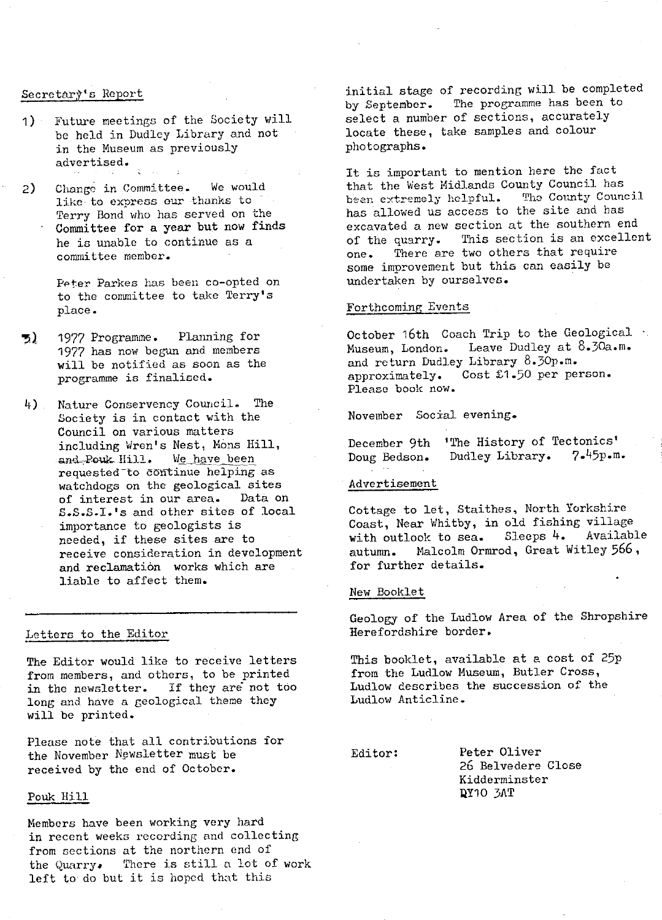## Secretary's Report

1) Future meetings of the Society will be held in Dudley Library and not in the Museum as previously advertised.

2) Change in Committee. We would like to express our thanks to Terry Bond who has served on the Committee for a year but now finds he is unable to continue as a committee member.

   Peter Parkes has been co-opted on to the committee to take Terry's place.

3) 1977 Programme. Planning for 1977 has now begun and members will be notified as soon as the programme is finalised.

4) Nature Conservency Council. The Society is in contact with the Council on various matters including Wren's Nest, Mons Hill, ~~and Pouk Hill~~. We have been requested to continue helping as watchdogs on the geological sites of interest in our area. Data on S.S.S.I.'s and other sites of local importance to geologists is needed, if these sites are to receive consideration in development and reclamation works which are liable to affect them.

---

## Letters to the Editor

The Editor would like to receive letters from members, and others, to be printed in the newsletter. If they are not too long and have a geological theme they will be printed.

Please note that all contributions for the November Newsletter must be received by the end of October.

## Pouk Hill

Members have been working very hard in recent weeks recording and collecting from sections at the northern end of the Quarry. There is still a lot of work left to do but it is hoped that this initial stage of recording will be completed by September. The programme has been to select a number of sections, accurately locate these, take samples and colour photographs.

It is important to mention here the fact that the West Midlands County Council has been extremely helpful. The County Council has allowed us access to the site and has excavated a new section at the southern end of the quarry. This section is an excellent one. There are two others that require some improvement but this can easily be undertaken by ourselves.

## Forthcoming Events

October 16th Coach Trip to the Geological Museum, London. Leave Dudley at 8.30a.m. and return Dudley Library 8.30p.m. approximately. Cost £1.50 per person. Please book now.

November Social evening.

December 9th 'The History of Tectonics' Doug Bedson. Dudley Library. 7.45p.m.

## Advertisement

Cottage to let, Staithes, North Yorkshire Coast, Near Whitby, in old fishing village with outlook to sea. Sleeps 4. Available autumn. Malcolm Ormrod, Great Witley 566, for further details.

## New Booklet

Geology of the Ludlow Area of the Shropshire Herefordshire border.

This booklet, available at a cost of 25p from the Ludlow Museum, Butler Cross, Ludlow describes the succession of the Ludlow Anticline.

Editor: Peter Oliver
26 Belvedere Close
Kidderminster
DY10 3AT